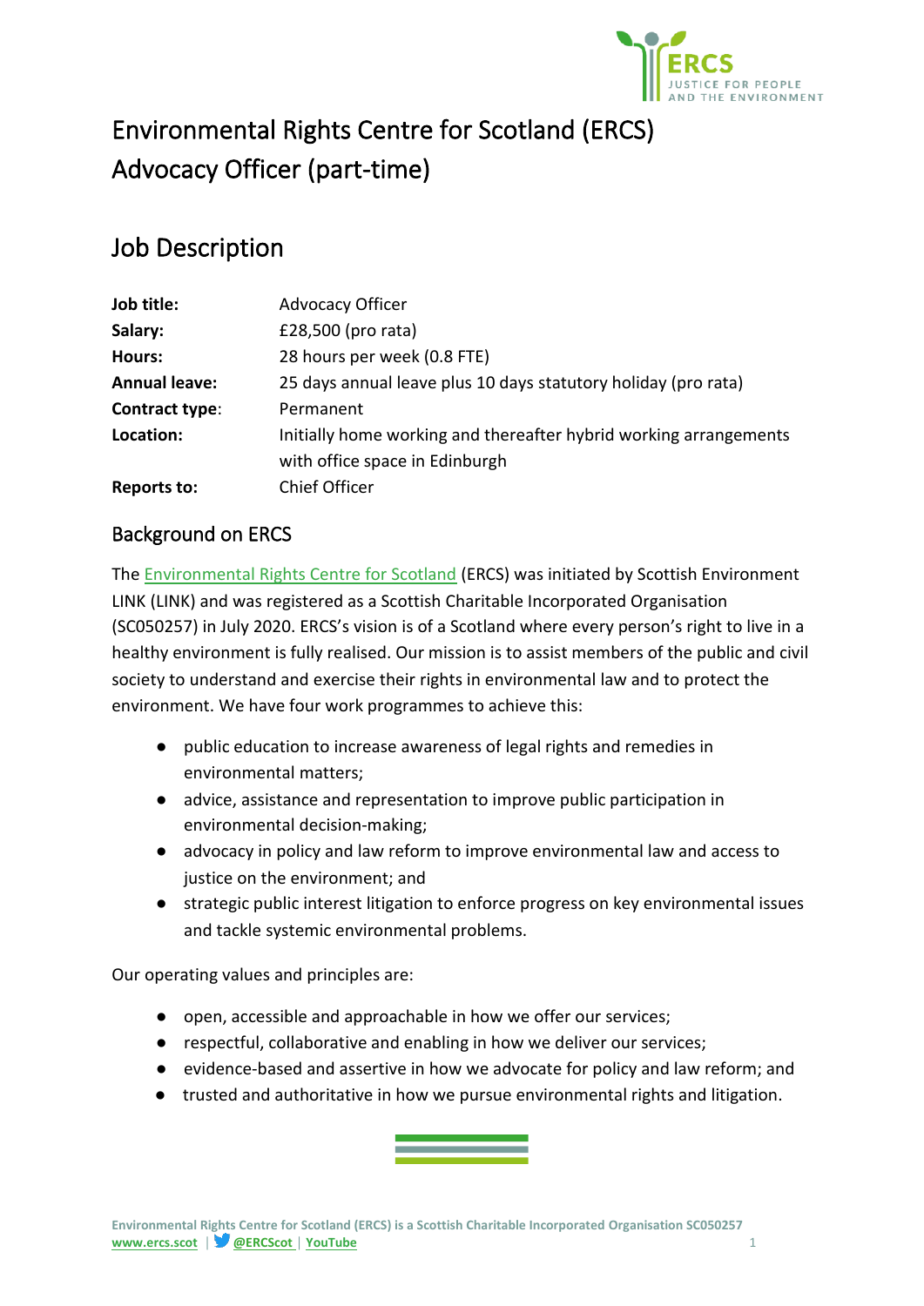# Environmental Rights Centre for Scotland (ERCS) Advocacy Officer (part-time)

## Job Description

| | |
|---|---|
| **Job title:** | Advocacy Officer |
| **Salary:** | £28,500 (pro rata) |
| **Hours:** | 28 hours per week (0.8 FTE) |
| **Annual leave:** | 25 days annual leave plus 10 days statutory holiday (pro rata) |
| **Contract type:** | Permanent |
| **Location:** | Initially home working and thereafter hybrid working arrangements with office space in Edinburgh |
| **Reports to:** | Chief Officer |

### Background on ERCS

The Environmental Rights Centre for Scotland (ERCS) was initiated by Scottish Environment LINK (LINK) and was registered as a Scottish Charitable Incorporated Organisation (SC050257) in July 2020. ERCS's vision is of a Scotland where every person's right to live in a healthy environment is fully realised. Our mission is to assist members of the public and civil society to understand and exercise their rights in environmental law and to protect the environment. We have four work programmes to achieve this:

- public education to increase awareness of legal rights and remedies in environmental matters;
- advice, assistance and representation to improve public participation in environmental decision-making;
- advocacy in policy and law reform to improve environmental law and access to justice on the environment; and
- strategic public interest litigation to enforce progress on key environmental issues and tackle systemic environmental problems.

Our operating values and principles are:

- open, accessible and approachable in how we offer our services;
- respectful, collaborative and enabling in how we deliver our services;
- evidence-based and assertive in how we advocate for policy and law reform; and
- trusted and authoritative in how we pursue environmental rights and litigation.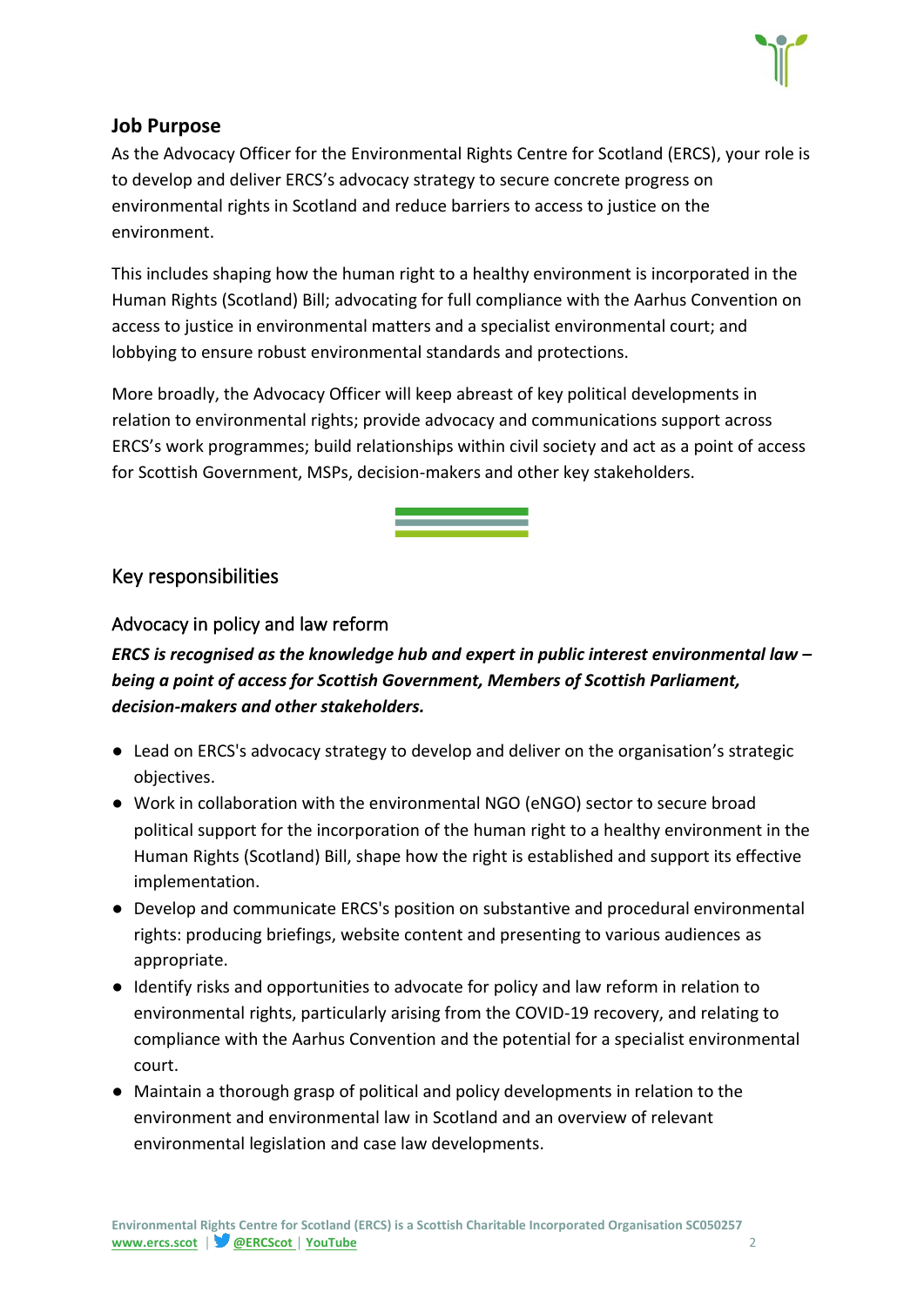## Job Purpose

As the Advocacy Officer for the Environmental Rights Centre for Scotland (ERCS), your role is to develop and deliver ERCS's advocacy strategy to secure concrete progress on environmental rights in Scotland and reduce barriers to access to justice on the environment.

This includes shaping how the human right to a healthy environment is incorporated in the Human Rights (Scotland) Bill; advocating for full compliance with the Aarhus Convention on access to justice in environmental matters and a specialist environmental court; and lobbying to ensure robust environmental standards and protections.

More broadly, the Advocacy Officer will keep abreast of key political developments in relation to environmental rights; provide advocacy and communications support across ERCS's work programmes; build relationships within civil society and act as a point of access for Scottish Government, MSPs, decision-makers and other key stakeholders.

## Key responsibilities

### Advocacy in policy and law reform

***ERCS is recognised as the knowledge hub and expert in public interest environmental law – being a point of access for Scottish Government, Members of Scottish Parliament, decision-makers and other stakeholders.***

- Lead on ERCS's advocacy strategy to develop and deliver on the organisation's strategic objectives.
- Work in collaboration with the environmental NGO (eNGO) sector to secure broad political support for the incorporation of the human right to a healthy environment in the Human Rights (Scotland) Bill, shape how the right is established and support its effective implementation.
- Develop and communicate ERCS's position on substantive and procedural environmental rights: producing briefings, website content and presenting to various audiences as appropriate.
- Identify risks and opportunities to advocate for policy and law reform in relation to environmental rights, particularly arising from the COVID-19 recovery, and relating to compliance with the Aarhus Convention and the potential for a specialist environmental court.
- Maintain a thorough grasp of political and policy developments in relation to the environment and environmental law in Scotland and an overview of relevant environmental legislation and case law developments.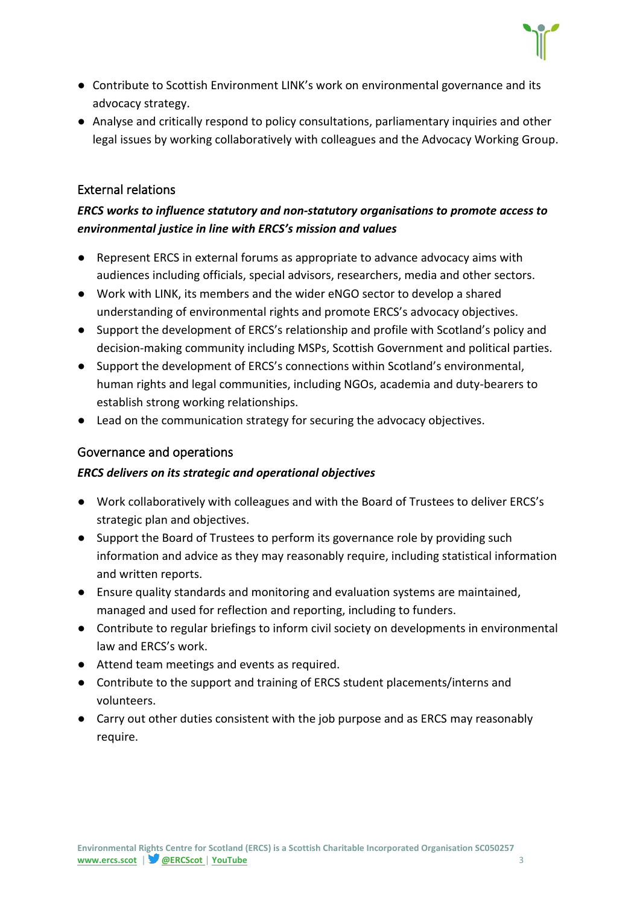- Contribute to Scottish Environment LINK's work on environmental governance and its advocacy strategy.
- Analyse and critically respond to policy consultations, parliamentary inquiries and other legal issues by working collaboratively with colleagues and the Advocacy Working Group.

## External relations

***ERCS works to influence statutory and non-statutory organisations to promote access to environmental justice in line with ERCS's mission and values***

- Represent ERCS in external forums as appropriate to advance advocacy aims with audiences including officials, special advisors, researchers, media and other sectors.
- Work with LINK, its members and the wider eNGO sector to develop a shared understanding of environmental rights and promote ERCS's advocacy objectives.
- Support the development of ERCS's relationship and profile with Scotland's policy and decision-making community including MSPs, Scottish Government and political parties.
- Support the development of ERCS's connections within Scotland's environmental, human rights and legal communities, including NGOs, academia and duty-bearers to establish strong working relationships.
- Lead on the communication strategy for securing the advocacy objectives.

## Governance and operations

***ERCS delivers on its strategic and operational objectives***

- Work collaboratively with colleagues and with the Board of Trustees to deliver ERCS's strategic plan and objectives.
- Support the Board of Trustees to perform its governance role by providing such information and advice as they may reasonably require, including statistical information and written reports.
- Ensure quality standards and monitoring and evaluation systems are maintained, managed and used for reflection and reporting, including to funders.
- Contribute to regular briefings to inform civil society on developments in environmental law and ERCS's work.
- Attend team meetings and events as required.
- Contribute to the support and training of ERCS student placements/interns and volunteers.
- Carry out other duties consistent with the job purpose and as ERCS may reasonably require.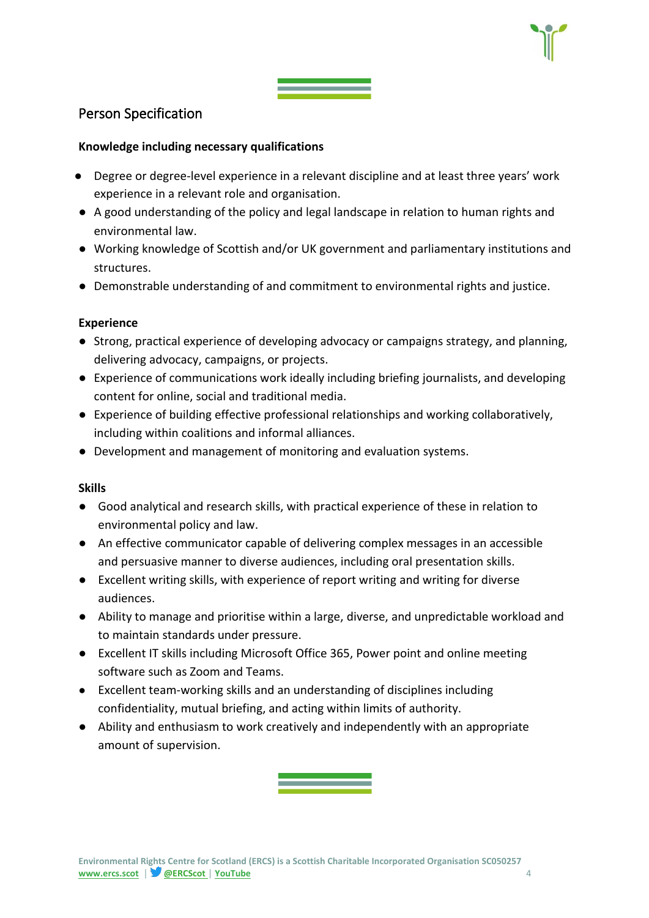## Person Specification

**Knowledge including necessary qualifications**

- Degree or degree-level experience in a relevant discipline and at least three years' work experience in a relevant role and organisation.
- A good understanding of the policy and legal landscape in relation to human rights and environmental law.
- Working knowledge of Scottish and/or UK government and parliamentary institutions and structures.
- Demonstrable understanding of and commitment to environmental rights and justice.

**Experience**

- Strong, practical experience of developing advocacy or campaigns strategy, and planning, delivering advocacy, campaigns, or projects.
- Experience of communications work ideally including briefing journalists, and developing content for online, social and traditional media.
- Experience of building effective professional relationships and working collaboratively, including within coalitions and informal alliances.
- Development and management of monitoring and evaluation systems.

**Skills**

- Good analytical and research skills, with practical experience of these in relation to environmental policy and law.
- An effective communicator capable of delivering complex messages in an accessible and persuasive manner to diverse audiences, including oral presentation skills.
- Excellent writing skills, with experience of report writing and writing for diverse audiences.
- Ability to manage and prioritise within a large, diverse, and unpredictable workload and to maintain standards under pressure.
- Excellent IT skills including Microsoft Office 365, Power point and online meeting software such as Zoom and Teams.
- Excellent team-working skills and an understanding of disciplines including confidentiality, mutual briefing, and acting within limits of authority.
- Ability and enthusiasm to work creatively and independently with an appropriate amount of supervision.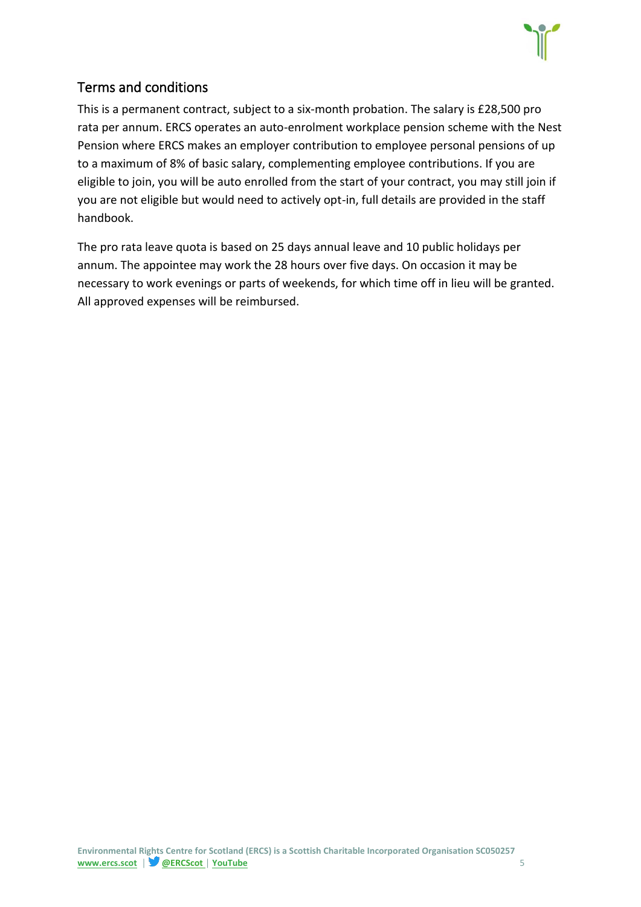## Terms and conditions

This is a permanent contract, subject to a six-month probation. The salary is £28,500 pro rata per annum. ERCS operates an auto-enrolment workplace pension scheme with the Nest Pension where ERCS makes an employer contribution to employee personal pensions of up to a maximum of 8% of basic salary, complementing employee contributions. If you are eligible to join, you will be auto enrolled from the start of your contract, you may still join if you are not eligible but would need to actively opt-in, full details are provided in the staff handbook.

The pro rata leave quota is based on 25 days annual leave and 10 public holidays per annum. The appointee may work the 28 hours over five days. On occasion it may be necessary to work evenings or parts of weekends, for which time off in lieu will be granted. All approved expenses will be reimbursed.